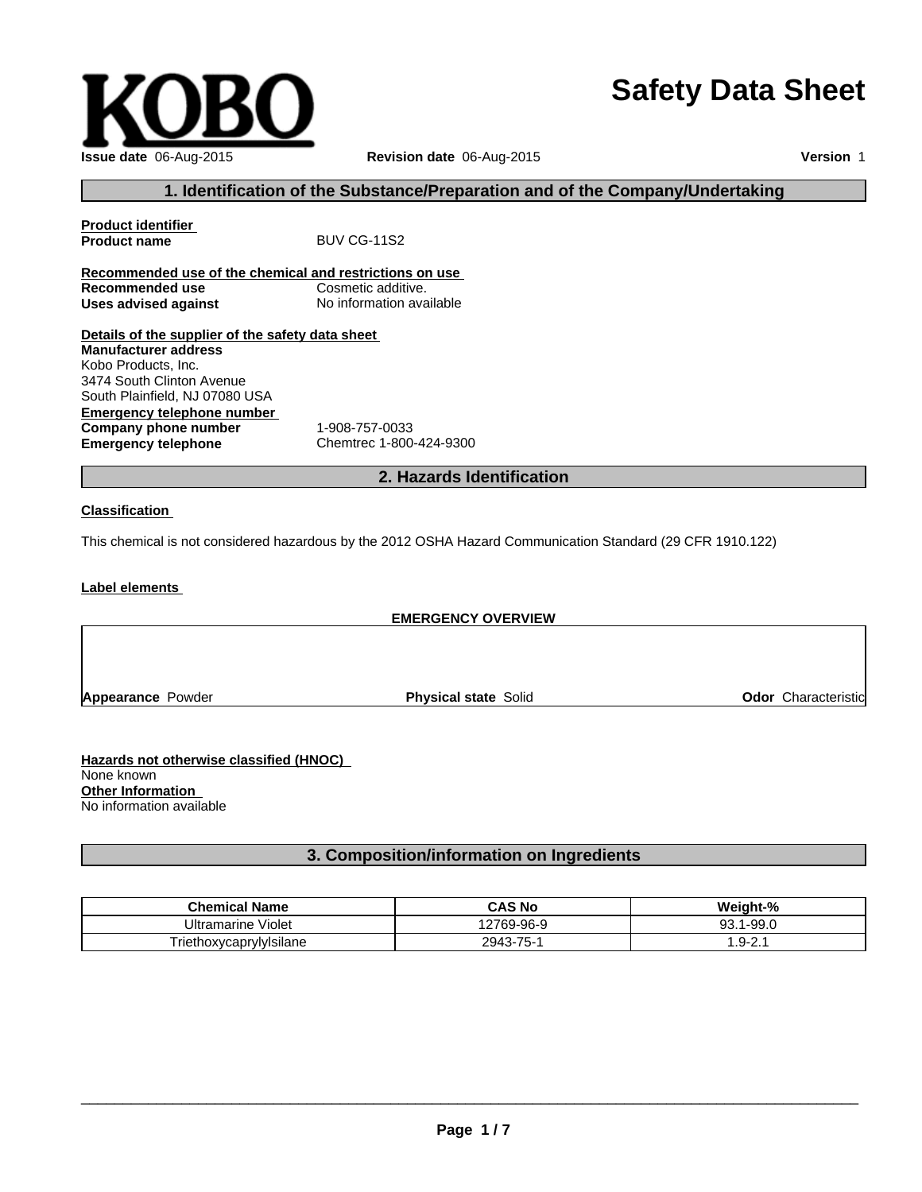# KOBO

# Safety Data Sheet

**Issue date** 06-Aug-2015 **Revision date** 06-Aug-2015 **Version** 1

## 1. Identification of the Substance/Preparation and of the Company/Undertaking

**Product identifier**

**Product name** BUV CG-11S2

**Recommended use of the chemical and restrictions on use**

**Recommended use** Cosmetic additive.

**Uses advised against** No information available

**Details of the supplier of the safety data sheet**

**Manufacturer address**

Kobo Products, Inc.
3474 South Clinton Avenue
South Plainfield, NJ 07080 USA

**Emergency telephone number**

**Company phone number** 1-908-757-0033

**Emergency telephone** Chemtrec 1-800-424-9300

## 2. Hazards Identification

**Classification**

This chemical is not considered hazardous by the 2012 OSHA Hazard Communication Standard (29 CFR 1910.122)

**Label elements**

**EMERGENCY OVERVIEW**

**Appearance** Powder **Physical state** Solid **Odor** Characteristic

**Hazards not otherwise classified (HNOC)**

None known

**Other Information**

No information available

## 3. Composition/information on Ingredients

| Chemical Name | CAS No | Weight-% |
|---|---|---|
| Ultramarine Violet | 12769-96-9 | 93.1-99.0 |
| Triethoxycaprylylsilane | 2943-75-1 | 1.9-2.1 |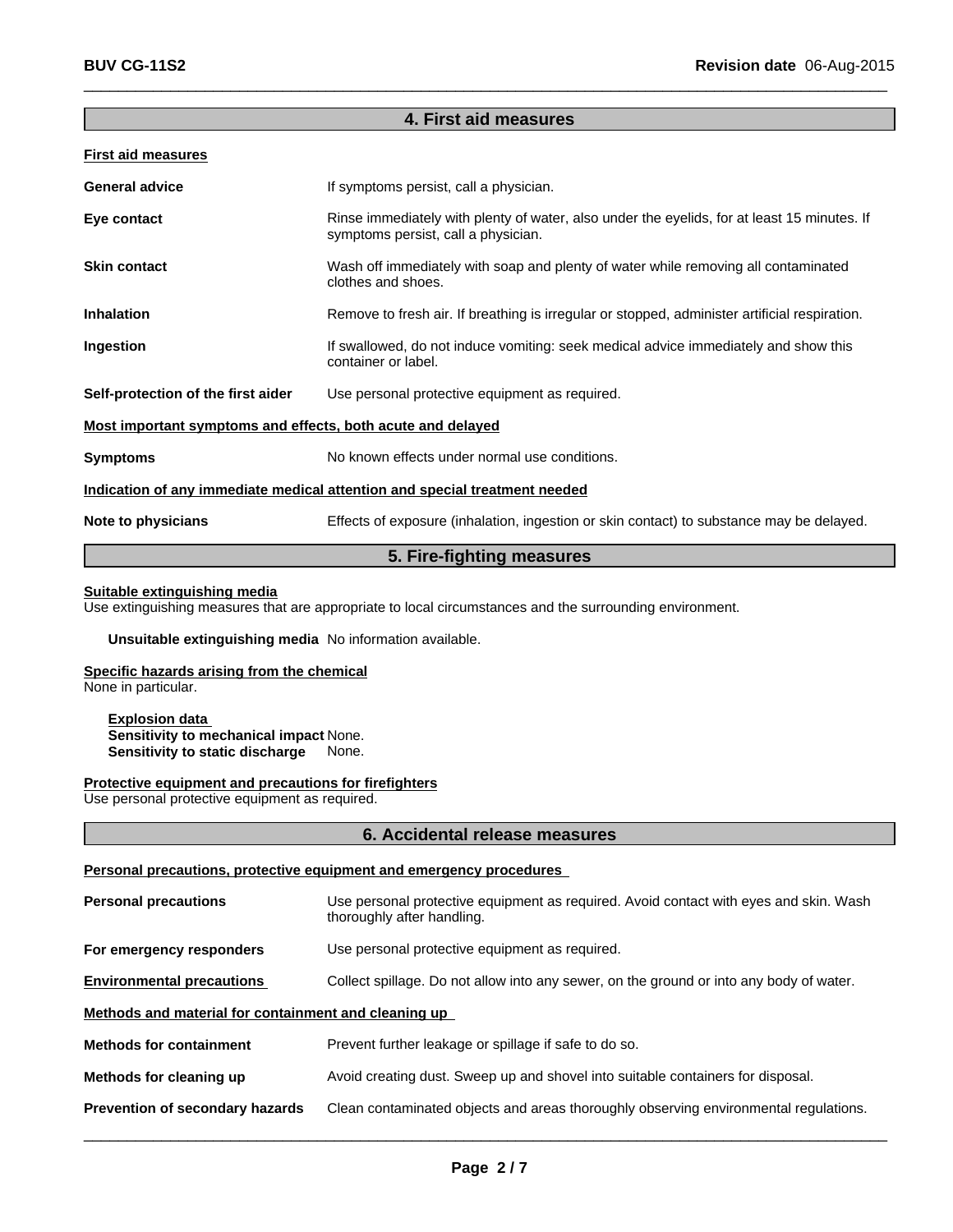## 4. First aid measures

**First aid measures**

| | |
|---|---|
| **General advice** | If symptoms persist, call a physician. |
| **Eye contact** | Rinse immediately with plenty of water, also under the eyelids, for at least 15 minutes. If symptoms persist, call a physician. |
| **Skin contact** | Wash off immediately with soap and plenty of water while removing all contaminated clothes and shoes. |
| **Inhalation** | Remove to fresh air. If breathing is irregular or stopped, administer artificial respiration. |
| **Ingestion** | If swallowed, do not induce vomiting: seek medical advice immediately and show this container or label. |
| **Self-protection of the first aider** | Use personal protective equipment as required. |

**Most important symptoms and effects, both acute and delayed**

| | |
|---|---|
| **Symptoms** | No known effects under normal use conditions. |

**Indication of any immediate medical attention and special treatment needed**

| | |
|---|---|
| **Note to physicians** | Effects of exposure (inhalation, ingestion or skin contact) to substance may be delayed. |

## 5. Fire-fighting measures

**Suitable extinguishing media**
Use extinguishing measures that are appropriate to local circumstances and the surrounding environment.

**Unsuitable extinguishing media** No information available.

**Specific hazards arising from the chemical**
None in particular.

**Explosion data**
**Sensitivity to mechanical impact** None.
**Sensitivity to static discharge** None.

**Protective equipment and precautions for firefighters**
Use personal protective equipment as required.

## 6. Accidental release measures

**Personal precautions, protective equipment and emergency procedures**

| | |
|---|---|
| **Personal precautions** | Use personal protective equipment as required. Avoid contact with eyes and skin. Wash thoroughly after handling. |
| **For emergency responders** | Use personal protective equipment as required. |
| **Environmental precautions** | Collect spillage. Do not allow into any sewer, on the ground or into any body of water. |

**Methods and material for containment and cleaning up**

| | |
|---|---|
| **Methods for containment** | Prevent further leakage or spillage if safe to do so. |
| **Methods for cleaning up** | Avoid creating dust. Sweep up and shovel into suitable containers for disposal. |
| **Prevention of secondary hazards** | Clean contaminated objects and areas thoroughly observing environmental regulations. |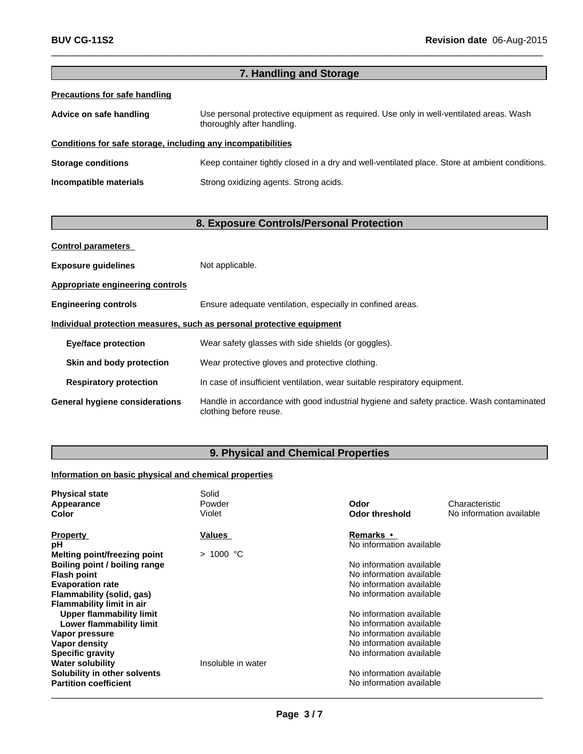## 7. Handling and Storage

**Precautions for safe handling**

**Advice on safe handling** Use personal protective equipment as required. Use only in well-ventilated areas. Wash thoroughly after handling.

**Conditions for safe storage, including any incompatibilities**

**Storage conditions** Keep container tightly closed in a dry and well-ventilated place. Store at ambient conditions.

**Incompatible materials** Strong oxidizing agents. Strong acids.

## 8. Exposure Controls/Personal Protection

**Control parameters**

**Exposure guidelines** Not applicable.

**Appropriate engineering controls**

**Engineering controls** Ensure adequate ventilation, especially in confined areas.

**Individual protection measures, such as personal protective equipment**

**Eye/face protection** Wear safety glasses with side shields (or goggles).

**Skin and body protection** Wear protective gloves and protective clothing.

**Respiratory protection** In case of insufficient ventilation, wear suitable respiratory equipment.

**General hygiene considerations** Handle in accordance with good industrial hygiene and safety practice. Wash contaminated clothing before reuse.

## 9. Physical and Chemical Properties

**Information on basic physical and chemical properties**

| | | | |
|---|---|---|---|
| **Physical state** | Solid | | |
| **Appearance** | Powder | **Odor** | Characteristic |
| **Color** | Violet | **Odor threshold** | No information available |

| **Property** | **Values** | **Remarks •** |
|---|---|---|
| **pH** | | No information available |
| **Melting point/freezing point** | > 1000 °C | |
| **Boiling point / boiling range** | | No information available |
| **Flash point** | | No information available |
| **Evaporation rate** | | No information available |
| **Flammability (solid, gas)** | | No information available |
| **Flammability limit in air** | | |
| **Upper flammability limit** | | No information available |
| **Lower flammability limit** | | No information available |
| **Vapor pressure** | | No information available |
| **Vapor density** | | No information available |
| **Specific gravity** | | No information available |
| **Water solubility** | Insoluble in water | |
| **Solubility in other solvents** | | No information available |
| **Partition coefficient** | | No information available |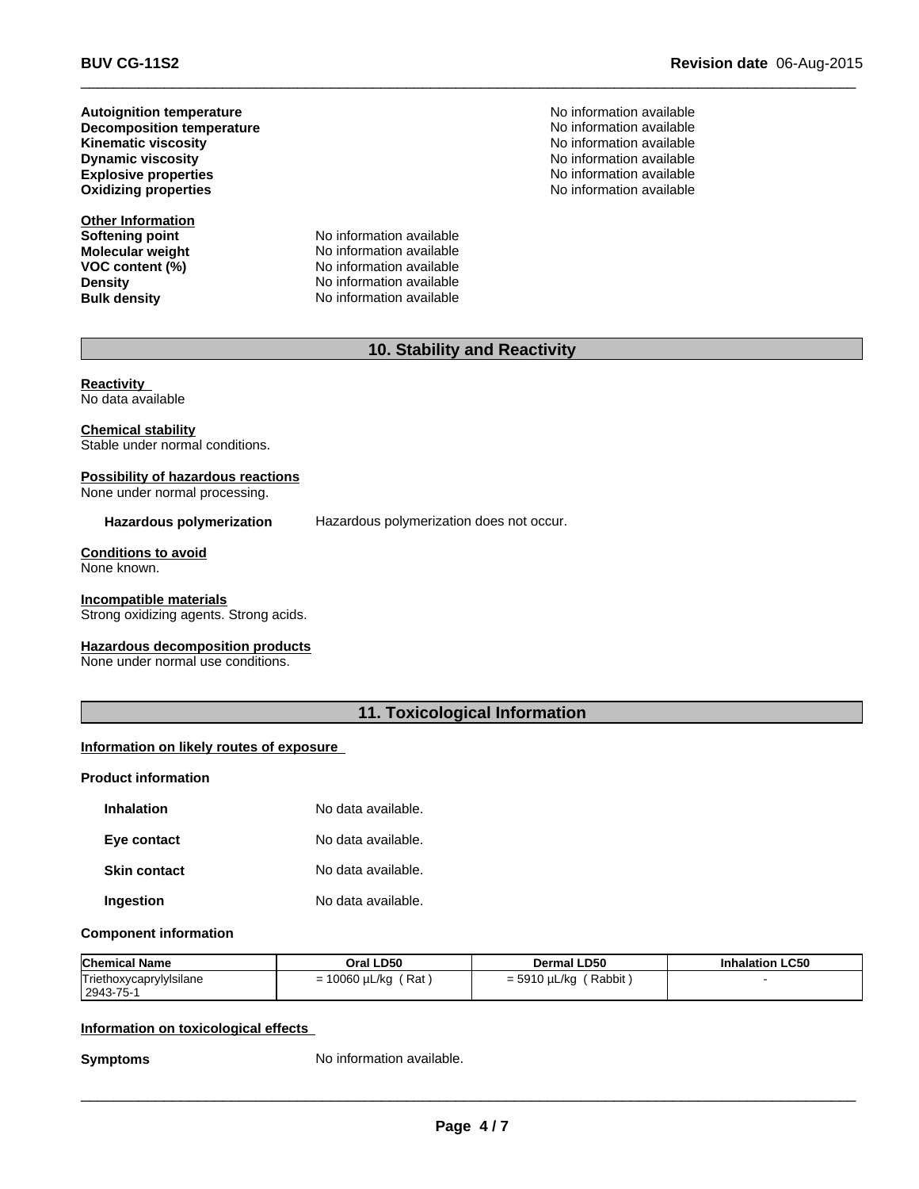| | |
|---|---|
| **Autoignition temperature** | No information available |
| **Decomposition temperature** | No information available |
| **Kinematic viscosity** | No information available |
| **Dynamic viscosity** | No information available |
| **Explosive properties** | No information available |
| **Oxidizing properties** | No information available |

**Other Information**

| | |
|---|---|
| **Softening point** | No information available |
| **Molecular weight** | No information available |
| **VOC content (%)** | No information available |
| **Density** | No information available |
| **Bulk density** | No information available |

## 10. Stability and Reactivity

**Reactivity**
No data available

**Chemical stability**
Stable under normal conditions.

**Possibility of hazardous reactions**
None under normal processing.

**Hazardous polymerization** Hazardous polymerization does not occur.

**Conditions to avoid**
None known.

**Incompatible materials**
Strong oxidizing agents. Strong acids.

**Hazardous decomposition products**
None under normal use conditions.

## 11. Toxicological Information

**Information on likely routes of exposure**

**Product information**

| | |
|---|---|
| **Inhalation** | No data available. |
| **Eye contact** | No data available. |
| **Skin contact** | No data available. |
| **Ingestion** | No data available. |

**Component information**

| Chemical Name | Oral LD50 | Dermal LD50 | Inhalation LC50 |
|---|---|---|---|
| Triethoxycaprylylsilane 2943-75-1 | = 10060 µL/kg ( Rat ) | = 5910 µL/kg ( Rabbit ) | - |

**Information on toxicological effects**

**Symptoms** No information available.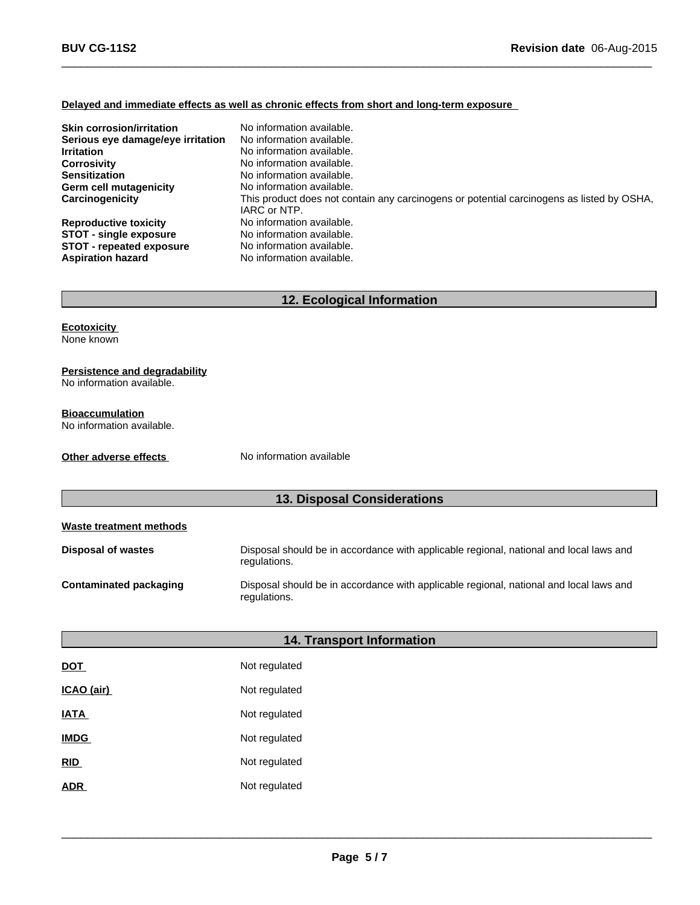**Delayed and immediate effects as well as chronic effects from short and long-term exposure**

| | |
|---|---|
| **Skin corrosion/irritation** | No information available. |
| **Serious eye damage/eye irritation** | No information available. |
| **Irritation** | No information available. |
| **Corrosivity** | No information available. |
| **Sensitization** | No information available. |
| **Germ cell mutagenicity** | No information available. |
| **Carcinogenicity** | This product does not contain any carcinogens or potential carcinogens as listed by OSHA, IARC or NTP. |
| **Reproductive toxicity** | No information available. |
| **STOT - single exposure** | No information available. |
| **STOT - repeated exposure** | No information available. |
| **Aspiration hazard** | No information available. |

## 12. Ecological Information

**Ecotoxicity**
None known

**Persistence and degradability**
No information available.

**Bioaccumulation**
No information available.

**Other adverse effects** No information available

## 13. Disposal Considerations

**Waste treatment methods**

| | |
|---|---|
| **Disposal of wastes** | Disposal should be in accordance with applicable regional, national and local laws and regulations. |
| **Contaminated packaging** | Disposal should be in accordance with applicable regional, national and local laws and regulations. |

## 14. Transport Information

| | |
|---|---|
| **DOT** | Not regulated |
| **ICAO (air)** | Not regulated |
| **IATA** | Not regulated |
| **IMDG** | Not regulated |
| **RID** | Not regulated |
| **ADR** | Not regulated |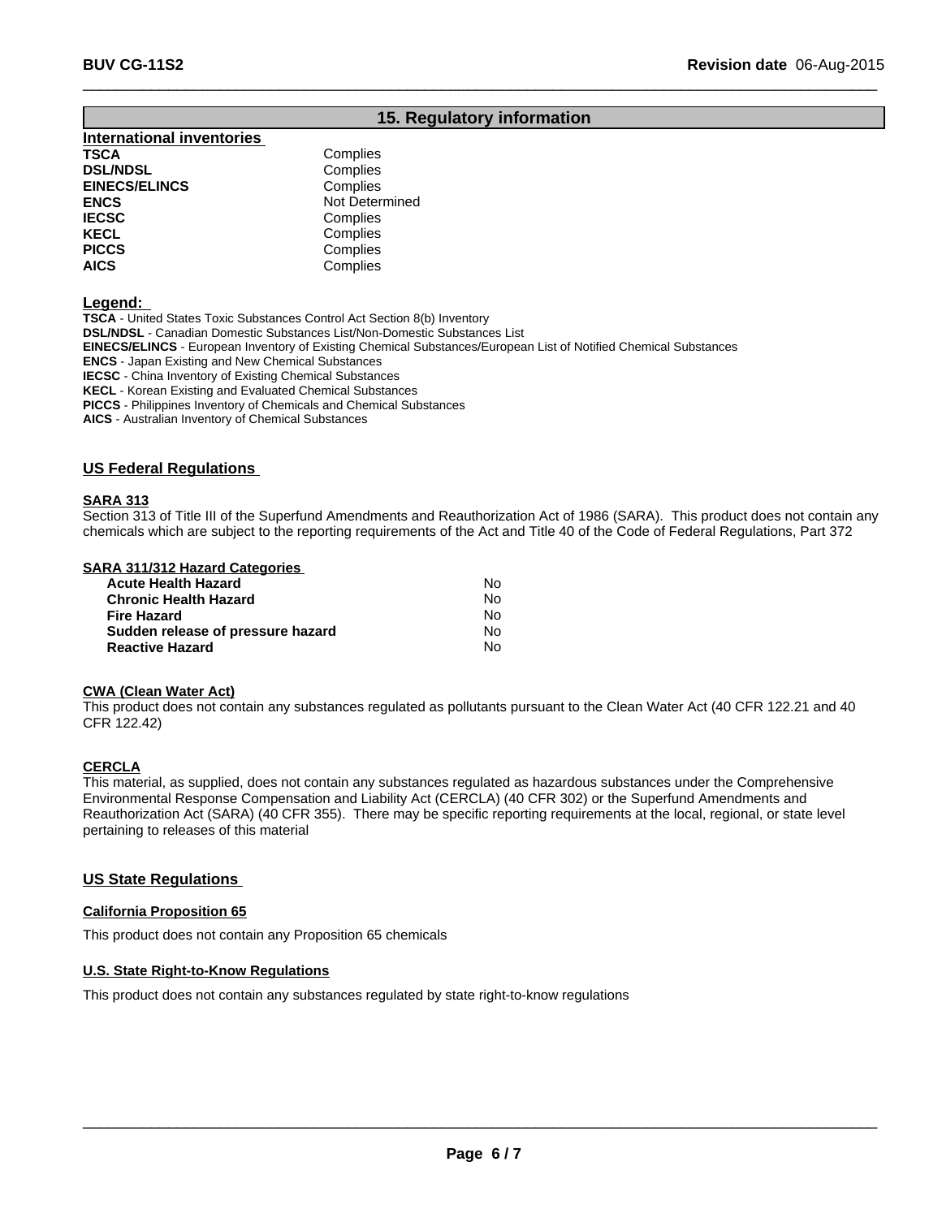## 15. Regulatory information

**International inventories**

| | |
|---|---|
| **TSCA** | Complies |
| **DSL/NDSL** | Complies |
| **EINECS/ELINCS** | Complies |
| **ENCS** | Not Determined |
| **IECSC** | Complies |
| **KECL** | Complies |
| **PICCS** | Complies |
| **AICS** | Complies |

**Legend:**

**TSCA** - United States Toxic Substances Control Act Section 8(b) Inventory
**DSL/NDSL** - Canadian Domestic Substances List/Non-Domestic Substances List
**EINECS/ELINCS** - European Inventory of Existing Chemical Substances/European List of Notified Chemical Substances
**ENCS** - Japan Existing and New Chemical Substances
**IECSC** - China Inventory of Existing Chemical Substances
**KECL** - Korean Existing and Evaluated Chemical Substances
**PICCS** - Philippines Inventory of Chemicals and Chemical Substances
**AICS** - Australian Inventory of Chemical Substances

### US Federal Regulations

**SARA 313**

Section 313 of Title III of the Superfund Amendments and Reauthorization Act of 1986 (SARA). This product does not contain any chemicals which are subject to the reporting requirements of the Act and Title 40 of the Code of Federal Regulations, Part 372

**SARA 311/312 Hazard Categories**

| | |
|---|---|
| **Acute Health Hazard** | No |
| **Chronic Health Hazard** | No |
| **Fire Hazard** | No |
| **Sudden release of pressure hazard** | No |
| **Reactive Hazard** | No |

**CWA (Clean Water Act)**

This product does not contain any substances regulated as pollutants pursuant to the Clean Water Act (40 CFR 122.21 and 40 CFR 122.42)

**CERCLA**

This material, as supplied, does not contain any substances regulated as hazardous substances under the Comprehensive Environmental Response Compensation and Liability Act (CERCLA) (40 CFR 302) or the Superfund Amendments and Reauthorization Act (SARA) (40 CFR 355). There may be specific reporting requirements at the local, regional, or state level pertaining to releases of this material

### US State Regulations

**California Proposition 65**

This product does not contain any Proposition 65 chemicals

**U.S. State Right-to-Know Regulations**

This product does not contain any substances regulated by state right-to-know regulations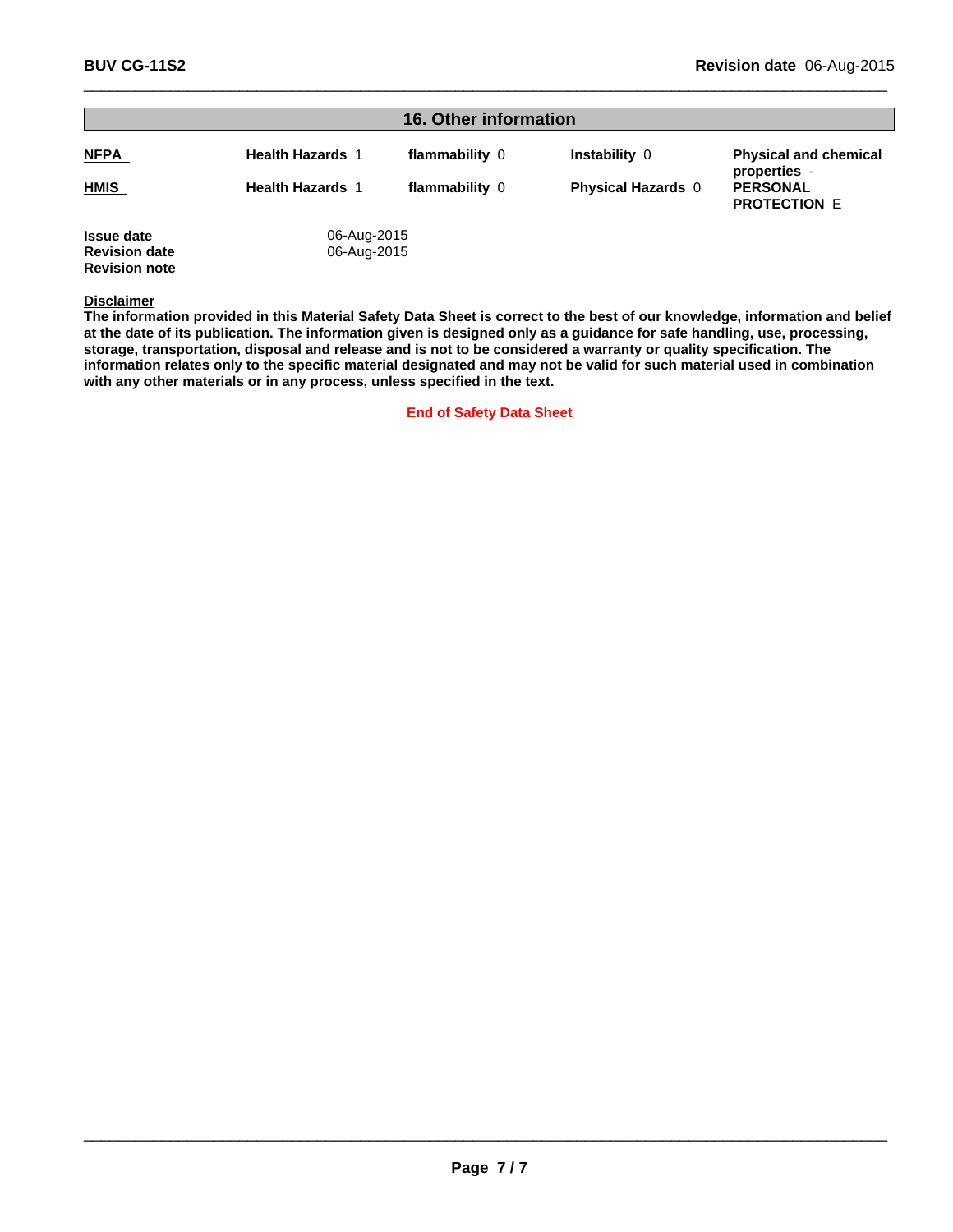## 16. Other information

| | | | | |
|---|---|---|---|---|
| **NFPA** | **Health Hazards** 1 | **flammability** 0 | **Instability** 0 | **Physical and chemical properties** - |
| **HMIS** | **Health Hazards** 1 | **flammability** 0 | **Physical Hazards** 0 | **PERSONAL PROTECTION** E |

| | |
|---|---|
| **Issue date** | 06-Aug-2015 |
| **Revision date** | 06-Aug-2015 |
| **Revision note** | |

**Disclaimer**

**The information provided in this Material Safety Data Sheet is correct to the best of our knowledge, information and belief at the date of its publication. The information given is designed only as a guidance for safe handling, use, processing, storage, transportation, disposal and release and is not to be considered a warranty or quality specification. The information relates only to the specific material designated and may not be valid for such material used in combination with any other materials or in any process, unless specified in the text.**

**End of Safety Data Sheet**